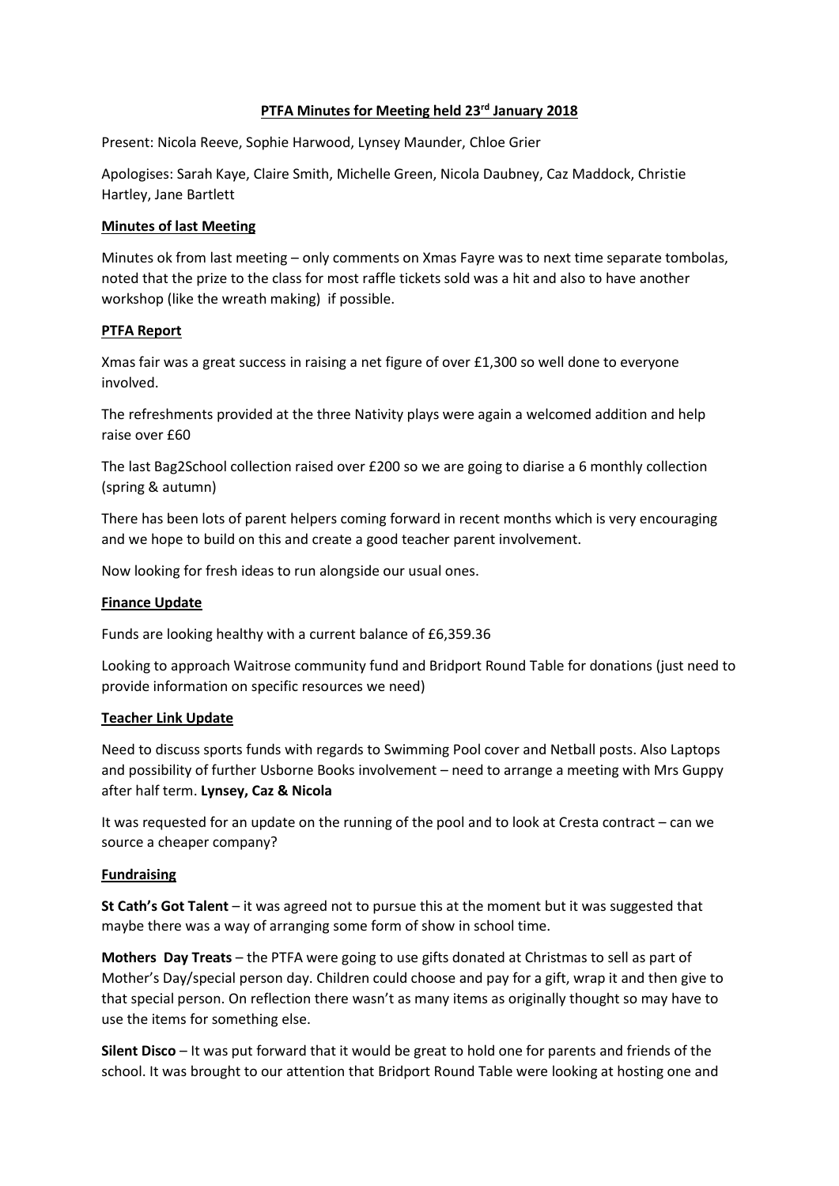# PTFA Minutes for Meeting held 23rd January 2018

Present: Nicola Reeve, Sophie Harwood, Lynsey Maunder, Chloe Grier

Apologises: Sarah Kaye, Claire Smith, Michelle Green, Nicola Daubney, Caz Maddock, Christie Hartley, Jane Bartlett

## Minutes of last Meeting

Minutes ok from last meeting – only comments on Xmas Fayre was to next time separate tombolas, noted that the prize to the class for most raffle tickets sold was a hit and also to have another workshop (like the wreath making) if possible.

## PTFA Report

Xmas fair was a great success in raising a net figure of over £1,300 so well done to everyone involved.

The refreshments provided at the three Nativity plays were again a welcomed addition and help raise over £60

The last Bag2School collection raised over £200 so we are going to diarise a 6 monthly collection (spring & autumn)

There has been lots of parent helpers coming forward in recent months which is very encouraging and we hope to build on this and create a good teacher parent involvement.

Now looking for fresh ideas to run alongside our usual ones.

## Finance Update

Funds are looking healthy with a current balance of £6,359.36

Looking to approach Waitrose community fund and Bridport Round Table for donations (just need to provide information on specific resources we need)

## Teacher Link Update

Need to discuss sports funds with regards to Swimming Pool cover and Netball posts. Also Laptops and possibility of further Usborne Books involvement – need to arrange a meeting with Mrs Guppy after half term. **Lynsey, Caz & Nicola**

It was requested for an update on the running of the pool and to look at Cresta contract – can we source a cheaper company?

## Fundraising

**St Cath's Got Talent** – it was agreed not to pursue this at the moment but it was suggested that maybe there was a way of arranging some form of show in school time.

**Mothers Day Treats** – the PTFA were going to use gifts donated at Christmas to sell as part of Mother's Day/special person day. Children could choose and pay for a gift, wrap it and then give to that special person. On reflection there wasn't as many items as originally thought so may have to use the items for something else.

**Silent Disco** – It was put forward that it would be great to hold one for parents and friends of the school. It was brought to our attention that Bridport Round Table were looking at hosting one and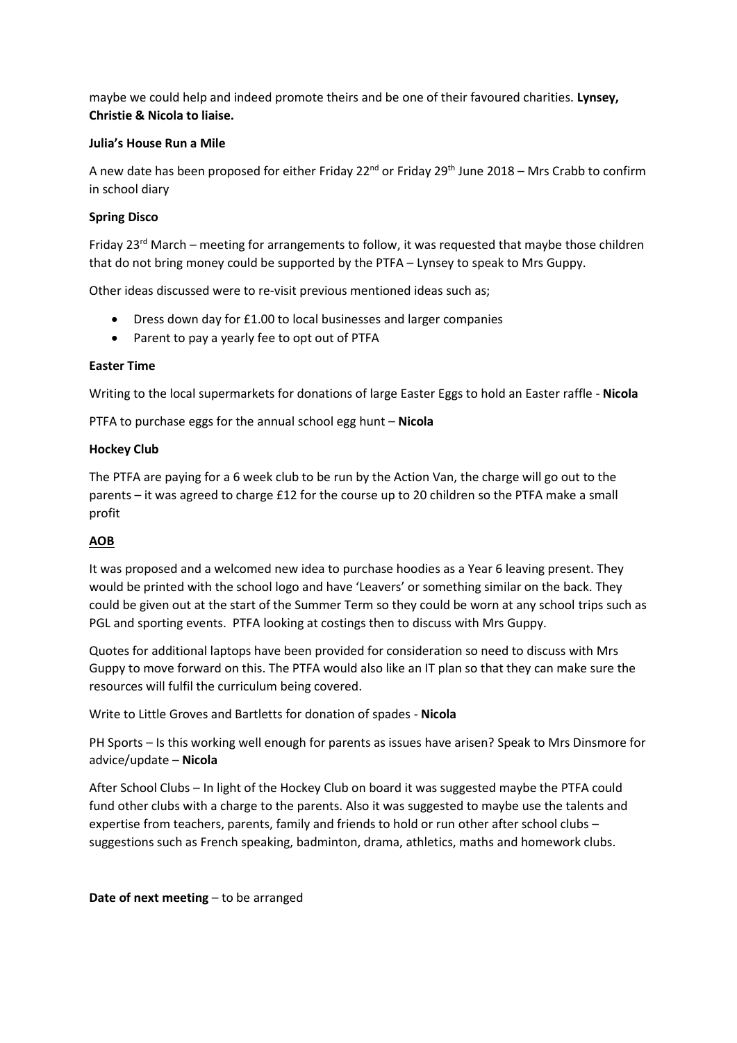maybe we could help and indeed promote theirs and be one of their favoured charities. **Lynsey, Christie & Nicola to liaise.**

**Julia's House Run a Mile**

A new date has been proposed for either Friday 22nd or Friday 29th June 2018 – Mrs Crabb to confirm in school diary

**Spring Disco**

Friday 23rd March – meeting for arrangements to follow, it was requested that maybe those children that do not bring money could be supported by the PTFA – Lynsey to speak to Mrs Guppy.

Other ideas discussed were to re-visit previous mentioned ideas such as;

- Dress down day for £1.00 to local businesses and larger companies
- Parent to pay a yearly fee to opt out of PTFA

**Easter Time**

Writing to the local supermarkets for donations of large Easter Eggs to hold an Easter raffle - **Nicola**

PTFA to purchase eggs for the annual school egg hunt – **Nicola**

**Hockey Club**

The PTFA are paying for a 6 week club to be run by the Action Van, the charge will go out to the parents – it was agreed to charge £12 for the course up to 20 children so the PTFA make a small profit

**AOB**

It was proposed and a welcomed new idea to purchase hoodies as a Year 6 leaving present. They would be printed with the school logo and have 'Leavers' or something similar on the back. They could be given out at the start of the Summer Term so they could be worn at any school trips such as PGL and sporting events. PTFA looking at costings then to discuss with Mrs Guppy.

Quotes for additional laptops have been provided for consideration so need to discuss with Mrs Guppy to move forward on this. The PTFA would also like an IT plan so that they can make sure the resources will fulfil the curriculum being covered.

Write to Little Groves and Bartletts for donation of spades - **Nicola**

PH Sports – Is this working well enough for parents as issues have arisen? Speak to Mrs Dinsmore for advice/update – **Nicola**

After School Clubs – In light of the Hockey Club on board it was suggested maybe the PTFA could fund other clubs with a charge to the parents. Also it was suggested to maybe use the talents and expertise from teachers, parents, family and friends to hold or run other after school clubs – suggestions such as French speaking, badminton, drama, athletics, maths and homework clubs.

**Date of next meeting** – to be arranged